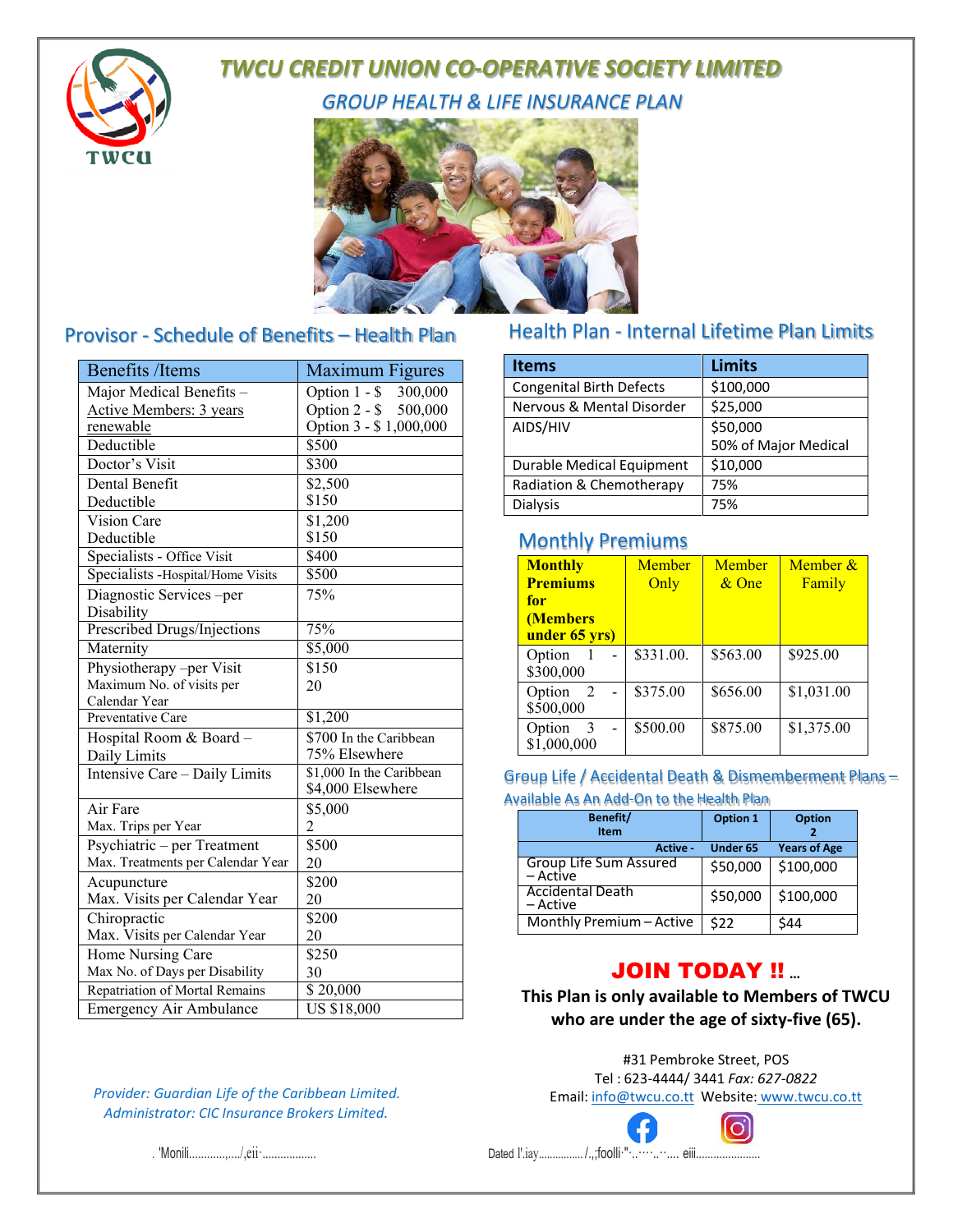# TWCU CREDIT UNION CO-OPERATIVE SOCIETY LIMITED

## GROUP HEALTH & LIFE INSURANCE PLAN

## Provisor - Schedule of Benefits – Health Plan

| Benefits /Items | Maximum Figures |
|---|---|
| Major Medical Benefits – Active Members: 3 years renewable | Option 1 - $ 300,000<br>Option 2 - $ 500,000<br>Option 3 - $ 1,000,000 |
| Deductible | $500 |
| Doctor's Visit | $300 |
| Dental Benefit<br>Deductible | $2,500<br>$150 |
| Vision Care<br>Deductible | $1,200<br>$150 |
| Specialists - Office Visit | $400 |
| Specialists -Hospital/Home Visits | $500 |
| Diagnostic Services –per Disability | 75% |
| Prescribed Drugs/Injections | 75% |
| Maternity | $5,000 |
| Physiotherapy –per Visit<br>Maximum No. of visits per Calendar Year | $150<br>20 |
| Preventative Care | $1,200 |
| Hospital Room & Board – Daily Limits | $700 In the Caribbean<br>75% Elsewhere |
| Intensive Care – Daily Limits | $1,000 In the Caribbean<br>$4,000 Elsewhere |
| Air Fare<br>Max. Trips per Year | $5,000<br>2 |
| Psychiatric – per Treatment<br>Max. Treatments per Calendar Year | $500<br>20 |
| Acupuncture<br>Max. Visits per Calendar Year | $200<br>20 |
| Chiropractic<br>Max. Visits per Calendar Year | $200<br>20 |
| Home Nursing Care<br>Max No. of Days per Disability | $250<br>30 |
| Repatriation of Mortal Remains | $ 20,000 |
| Emergency Air Ambulance | US $18,000 |

*Provider: Guardian Life of the Caribbean Limited.*
*Administrator: CIC Insurance Brokers Limited.*

## Health Plan - Internal Lifetime Plan Limits

| Items | Limits |
|---|---|
| Congenital Birth Defects | $100,000 |
| Nervous & Mental Disorder | $25,000 |
| AIDS/HIV | $50,000<br>50% of Major Medical |
| Durable Medical Equipment | $10,000 |
| Radiation & Chemotherapy | 75% |
| Dialysis | 75% |

## Monthly Premiums

| Monthly Premiums for (Members under 65 yrs) | Member Only | Member & One | Member & Family |
|---|---|---|---|
| Option 1 - $300,000 | $331.00. | $563.00 | $925.00 |
| Option 2 - $500,000 | $375.00 | $656.00 | $1,031.00 |
| Option 3 - $1,000,000 | $500.00 | $875.00 | $1,375.00 |

## Group Life / Accidental Death & Dismemberment Plans – Available As An Add-On to the Health Plan

| Benefit/ Item | Option 1 | Option 2 |
|---|---|---|
| Active - | Under 65 | Years of Age |
| Group Life Sum Assured – Active | $50,000 | $100,000 |
| Accidental Death – Active | $50,000 | $100,000 |
| Monthly Premium – Active | $22 | $44 |

# JOIN TODAY !! ...

**This Plan is only available to Members of TWCU who are under the age of sixty-five (65).**

#31 Pembroke Street, POS
Tel : 623-4444/ 3441 *Fax: 627-0822*
Email: info@twcu.co.tt Website: www.twcu.co.tt

. 'Monili................/,eii·..................

Dated l'.iay................/.,;foolli·"·..····..··.... eiii......................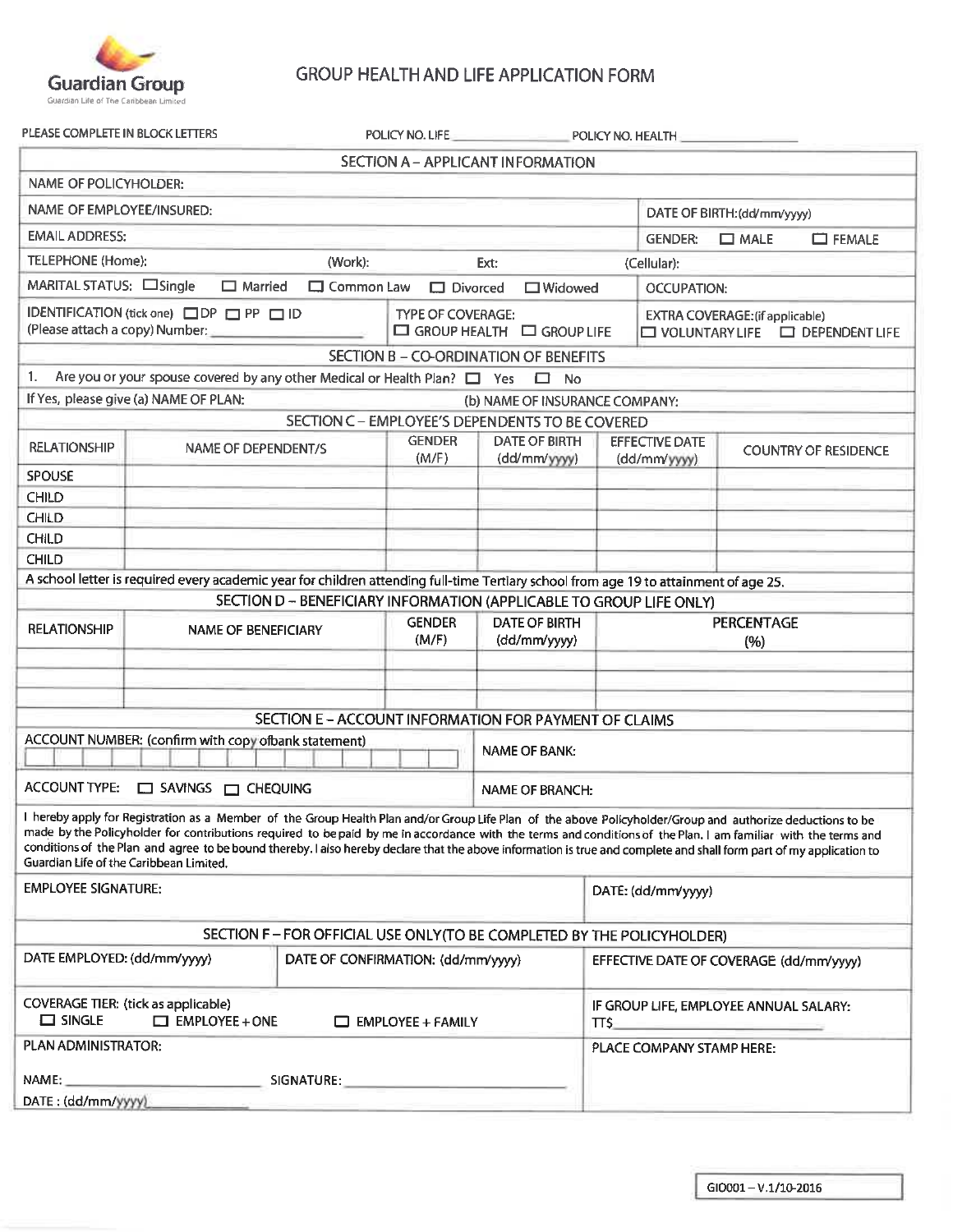Guardian Group
Guardian Life of The Caribbean Limited

# GROUP HEALTH AND LIFE APPLICATION FORM

PLEASE COMPLETE IN BLOCK LETTERS POLICY NO. LIFE ________________ POLICY NO. HEALTH ________________

## SECTION A – APPLICANT INFORMATION

| | | |
|---|---|---|
| NAME OF POLICYHOLDER: | | |
| NAME OF EMPLOYEE/INSURED: | | DATE OF BIRTH:(dd/mm/yyyy) |
| EMAIL ADDRESS: | | GENDER: ☐ MALE ☐ FEMALE |
| TELEPHONE (Home): (Work): Ext: | | (Cellular): |
| MARITAL STATUS: ☐ Single ☐ Married ☐ Common Law ☐ Divorced ☐ Widowed | | OCCUPATION: |
| IDENTIFICATION (tick one) ☐ DP ☐ PP ☐ ID (Please attach a copy) Number: ________ | TYPE OF COVERAGE: ☐ GROUP HEALTH ☐ GROUP LIFE | EXTRA COVERAGE:(if applicable) ☐ VOLUNTARY LIFE ☐ DEPENDENT LIFE |

## SECTION B – CO-ORDINATION OF BENEFITS

1. Are you or your spouse covered by any other Medical or Health Plan? ☐ Yes ☐ No

If Yes, please give (a) NAME OF PLAN: (b) NAME OF INSURANCE COMPANY:

## SECTION C – EMPLOYEE'S DEPENDENTS TO BE COVERED

| RELATIONSHIP | NAME OF DEPENDENT/S | GENDER (M/F) | DATE OF BIRTH (dd/mm/yyyy) | EFFECTIVE DATE (dd/mm/yyyy) | COUNTRY OF RESIDENCE |
|---|---|---|---|---|---|
| SPOUSE | | | | | |
| CHILD | | | | | |
| CHILD | | | | | |
| CHILD | | | | | |
| CHILD | | | | | |

A school letter is required every academic year for children attending full-time Tertiary school from age 19 to attainment of age 25.

## SECTION D – BENEFICIARY INFORMATION (APPLICABLE TO GROUP LIFE ONLY)

| RELATIONSHIP | NAME OF BENEFICIARY | GENDER (M/F) | DATE OF BIRTH (dd/mm/yyyy) | PERCENTAGE (%) |
|---|---|---|---|---|
| | | | | |
| | | | | |
| | | | | |

## SECTION E – ACCOUNT INFORMATION FOR PAYMENT OF CLAIMS

| | |
|---|---|
| ACCOUNT NUMBER: (confirm with copy of bank statement) | NAME OF BANK: |
| ACCOUNT TYPE: ☐ SAVINGS ☐ CHEQUING | NAME OF BRANCH: |

I hereby apply for Registration as a Member of the Group Health Plan and/or Group Life Plan of the above Policyholder/Group and authorize deductions to be made by the Policyholder for contributions required to be paid by me in accordance with the terms and conditions of the Plan. I am familiar with the terms and conditions of the Plan and agree to be bound thereby. I also hereby declare that the above information is true and complete and shall form part of my application to Guardian Life of the Caribbean Limited.

| | |
|---|---|
| EMPLOYEE SIGNATURE: | DATE: (dd/mm/yyyy) |

## SECTION F – FOR OFFICIAL USE ONLY(TO BE COMPLETED BY THE POLICYHOLDER)

| | | |
|---|---|---|
| DATE EMPLOYED: (dd/mm/yyyy) | DATE OF CONFIRMATION: (dd/mm/yyyy) | EFFECTIVE DATE OF COVERAGE (dd/mm/yyyy) |
| COVERAGE TIER: (tick as applicable) ☐ SINGLE ☐ EMPLOYEE + ONE ☐ EMPLOYEE + FAMILY | | IF GROUP LIFE, EMPLOYEE ANNUAL SALARY: TT$ ________ |
| PLAN ADMINISTRATOR: NAME: ________ SIGNATURE: ________ DATE : (dd/mm/yyyy) ________ | | PLACE COMPANY STAMP HERE: |

GI0001 – V.1/10-2016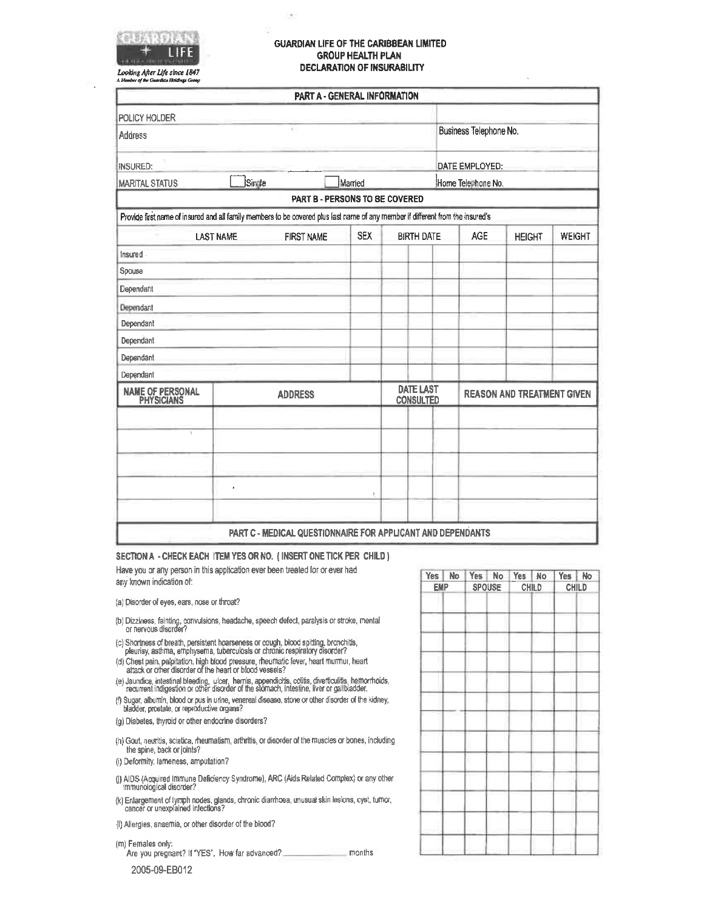GUARDIAN LIFE

*Looking After Life since 1847*

A Member of the Guardian Holdings Group

# GUARDIAN LIFE OF THE CARIBBEAN LIMITED
## GROUP HEALTH PLAN
## DECLARATION OF INSURABILITY

## PART A - GENERAL INFORMATION

| | |
|---|---|
| POLICY HOLDER | |
| Address | Business Telephone No. |
| INSURED: | DATE EMPLOYED: |
| MARITAL STATUS ☐ Single ☐ Married | Home Telephone No. |

## PART B - PERSONS TO BE COVERED

Provide first name of insured and all family members to be covered plus last name of any member if different from the insured's

| | LAST NAME | FIRST NAME | SEX | BIRTH DATE | AGE | HEIGHT | WEIGHT |
|---|---|---|---|---|---|---|---|
| Insured | | | | | | | |
| Spouse | | | | | | | |
| Dependant | | | | | | | |
| Dependant | | | | | | | |
| Dependant | | | | | | | |
| Dependant | | | | | | | |
| Dependant | | | | | | | |
| Dependant | | | | | | | |

| NAME OF PERSONAL PHYSICIANS | ADDRESS | DATE LAST CONSULTED | REASON AND TREATMENT GIVEN |
|---|---|---|---|
| | | | |
| | | | |
| | | | |
| | | | |
| | | | |

## PART C - MEDICAL QUESTIONNAIRE FOR APPLICANT AND DEPENDANTS

### SECTION A - CHECK EACH ITEM YES OR NO. ( INSERT ONE TICK PER CHILD )

Have you or any person in this application ever been treated for or ever had any known indication of:

| | EMP Yes | EMP No | SPOUSE Yes | SPOUSE No | CHILD Yes | CHILD No | CHILD Yes | CHILD No |
|---|---|---|---|---|---|---|---|---|
| (a) Disorder of eyes, ears, nose or throat? | | | | | | | | |
| (b) Dizziness, fainting, convulsions, headache, speech defect, paralysis or stroke, mental or nervous disorder? | | | | | | | | |
| (c) Shortness of breath, persistent hoarseness or cough, blood spitting, bronchitis, pleurisy, asthma, emphysema, tuberculosis or chronic respiratory disorder? | | | | | | | | |
| (d) Chest pain, palpitation, high blood pressure, rheumatic fever, heart murmur, heart attack or other disorder of the heart or blood vessels? | | | | | | | | |
| (e) Jaundice, intestinal bleeding, ulcer, hernia, appendicitis, colitis, diverticulitis, hemorrhoids, recurrent indigestion or other disorder of the stomach, intestine, liver or gallbladder. | | | | | | | | |
| (f) Sugar, albumin, blood or pus in urine, venereal disease, stone or other disorder of the kidney, bladder, prostate, or reproductive organs? | | | | | | | | |
| (g) Diabetes, thyroid or other endocrine disorders? | | | | | | | | |
| (h) Gout, neuritis, sciatica, rheumatism, arthritis, or disorder of the muscles or bones, including the spine, back or joints? | | | | | | | | |
| (i) Deformity, lameness, amputation? | | | | | | | | |
| (j) AIDS (Acquired Immune Deficiency Syndrome), ARC (Aids Related Complex) or any other immunological disorder? | | | | | | | | |
| (k) Enlargement of lymph nodes, glands, chronic diarrhoea, unusual skin lesions, cyst, tumor, cancer or unexplained infections? | | | | | | | | |
| (l) Allergies, anaemia, or other disorder of the blood? | | | | | | | | |
| (m) Females only: Are you pregnant? If "YES", How far advanced? ______________ months | | | | | | | | |

2005-09-EB012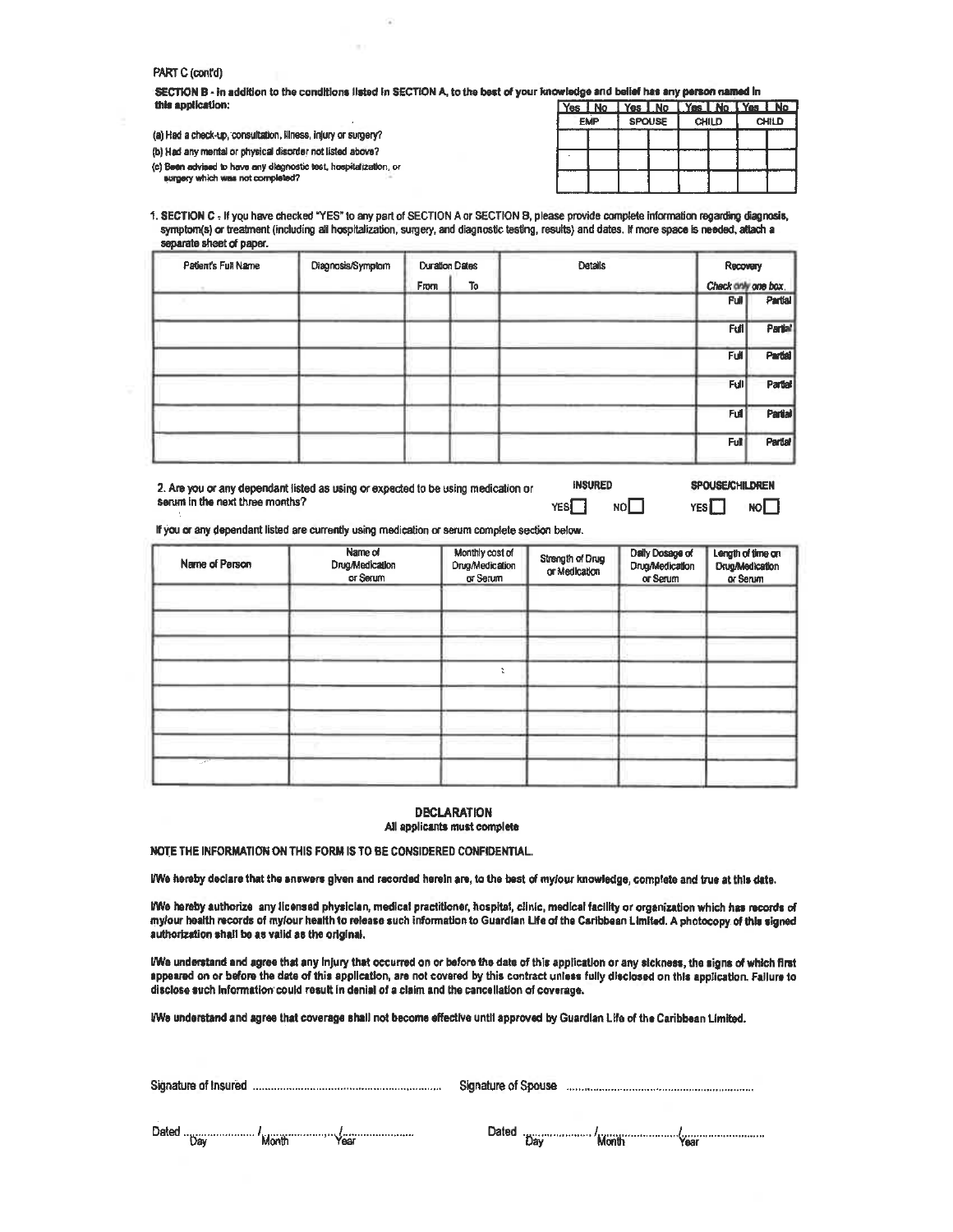PART C (cont'd)

**SECTION B - In addition to the conditions listed in SECTION A, to the best of your knowledge and belief has any person named in this application:**

| | Yes | No | Yes | No | Yes | No | Yes | No |
|---|---|---|---|---|---|---|---|---|
| | EMP | | SPOUSE | | CHILD | | CHILD | |
| (a) Had a check-up, consultation, illness, injury or surgery? | | | | | | | | |
| (b) Had any mental or physical disorder not listed above? | | | | | | | | |
| (c) Been advised to have any diagnostic test, hospitalization, or surgery which was not completed? | | | | | | | | |

1. **SECTION C** - If you have checked "YES" to any part of SECTION A or SECTION B, please provide complete information regarding diagnosis, symptom(s) or treatment (including all hospitalization, surgery, and diagnostic testing, results) and dates. If more space is needed, attach a separate sheet of paper.

| Patient's Full Name | Diagnosis/Symptom | Duration Dates | | Details | Recovery | |
|---|---|---|---|---|---|---|
| | | From | To | | *Check only one box.* | |
| | | | | | Full | Partial |
| | | | | | Full | Partial |
| | | | | | Full | Partial |
| | | | | | Full | Partial |
| | | | | | Full | Partial |
| | | | | | Full | Partial |

2. Are you or any dependant listed as using or expected to be using medication or serum in the next three months?

INSURED YES ☐ NO ☐ SPOUSE/CHILDREN YES ☐ NO ☐

If you or any dependant listed are currently using medication or serum complete section below.

| Name of Person | Name of Drug/Medication or Serum | Monthly cost of Drug/Medication or Serum | Strength of Drug or Medication | Daily Dosage of Drug/Medication or Serum | Length of time on Drug/Medication or Serum |
|---|---|---|---|---|---|
| | | | | | |
| | | | | | |
| | | | | | |
| | | | | | |
| | | | | | |
| | | | | | |
| | | | | | |
| | | | | | |

## DECLARATION

All applicants must complete

**NOTE THE INFORMATION ON THIS FORM IS TO BE CONSIDERED CONFIDENTIAL.**

**I/We hereby declare that the answers given and recorded herein are, to the best of my/our knowledge, complete and true at this date.**

**I/We hereby authorize any licensed physician, medical practitioner, hospital, clinic, medical facility or organization which has records of my/our health records of my/our health to release such information to Guardian Life of the Caribbean Limited. A photocopy of this signed authorization shall be as valid as the original.**

**I/We understand and agree that any injury that occurred on or before the date of this application or any sickness, the signs of which first appeared on or before the date of this application, are not covered by this contract unless fully disclosed on this application. Failure to disclose such information could result in denial of a claim and the cancellation of coverage.**

**I/We understand and agree that coverage shall not become effective until approved by Guardian Life of the Caribbean Limited.**

Signature of Insured .................................................... Signature of Spouse ....................................................

Dated ............ / ............ / ............ (Day / Month / Year) Dated ............ / ............ / ............ (Day / Month / Year)